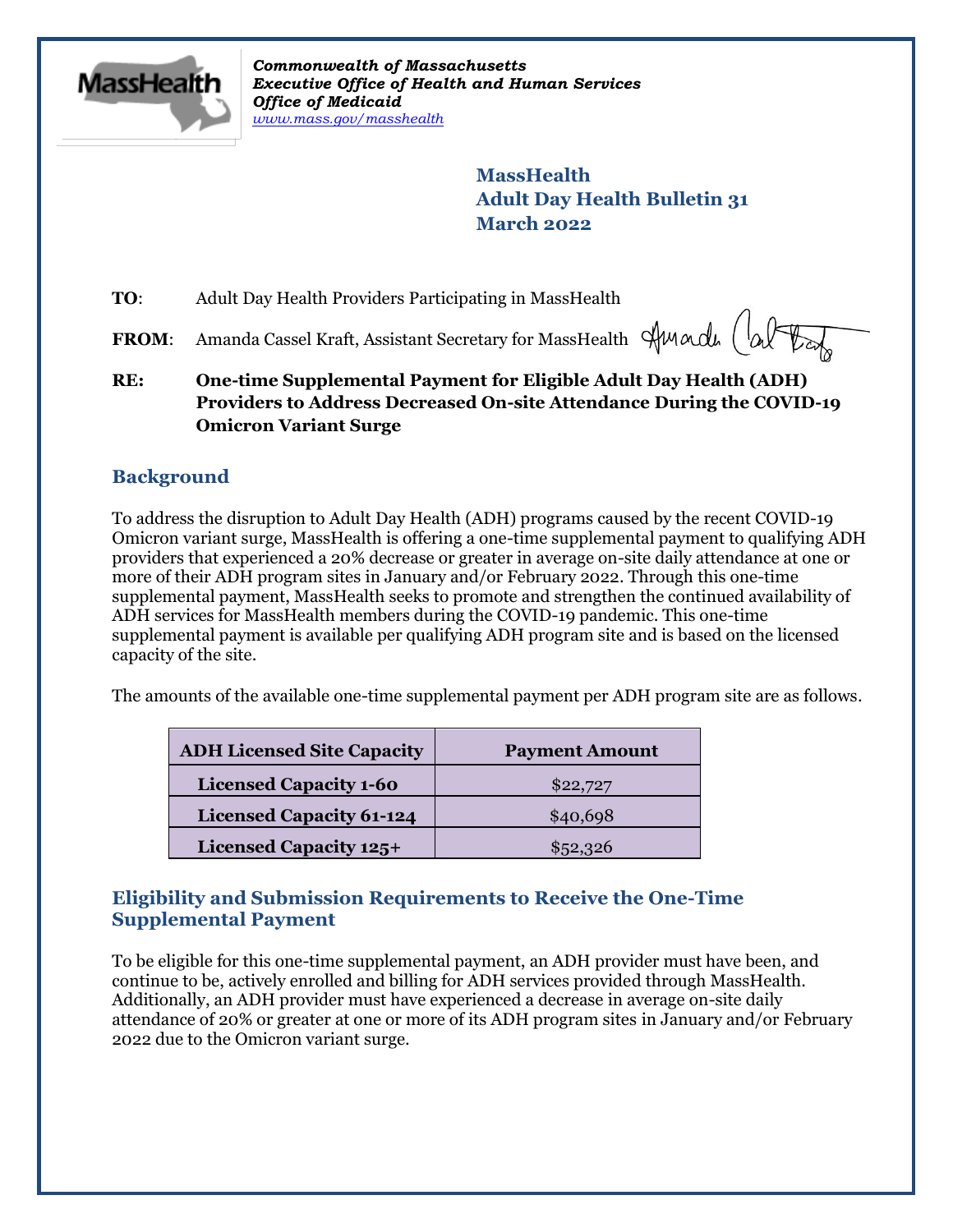*Commonwealth of Massachusetts*
***Executive Office of Health and Human Services***
***Office of Medicaid***
*www.mass.gov/masshealth*

**MassHealth**
**Adult Day Health Bulletin 31**
**March 2022**

**TO**: Adult Day Health Providers Participating in MassHealth

**FROM**: Amanda Cassel Kraft, Assistant Secretary for MassHealth

**RE: One-time Supplemental Payment for Eligible Adult Day Health (ADH) Providers to Address Decreased On-site Attendance During the COVID-19 Omicron Variant Surge**

## Background

To address the disruption to Adult Day Health (ADH) programs caused by the recent COVID-19 Omicron variant surge, MassHealth is offering a one-time supplemental payment to qualifying ADH providers that experienced a 20% decrease or greater in average on-site daily attendance at one or more of their ADH program sites in January and/or February 2022. Through this one-time supplemental payment, MassHealth seeks to promote and strengthen the continued availability of ADH services for MassHealth members during the COVID-19 pandemic. This one-time supplemental payment is available per qualifying ADH program site and is based on the licensed capacity of the site.

The amounts of the available one-time supplemental payment per ADH program site are as follows.

| ADH Licensed Site Capacity | Payment Amount |
|---|---|
| **Licensed Capacity 1-60** | $22,727 |
| **Licensed Capacity 61-124** | $40,698 |
| **Licensed Capacity 125+** | $52,326 |

## Eligibility and Submission Requirements to Receive the One-Time Supplemental Payment

To be eligible for this one-time supplemental payment, an ADH provider must have been, and continue to be, actively enrolled and billing for ADH services provided through MassHealth. Additionally, an ADH provider must have experienced a decrease in average on-site daily attendance of 20% or greater at one or more of its ADH program sites in January and/or February 2022 due to the Omicron variant surge.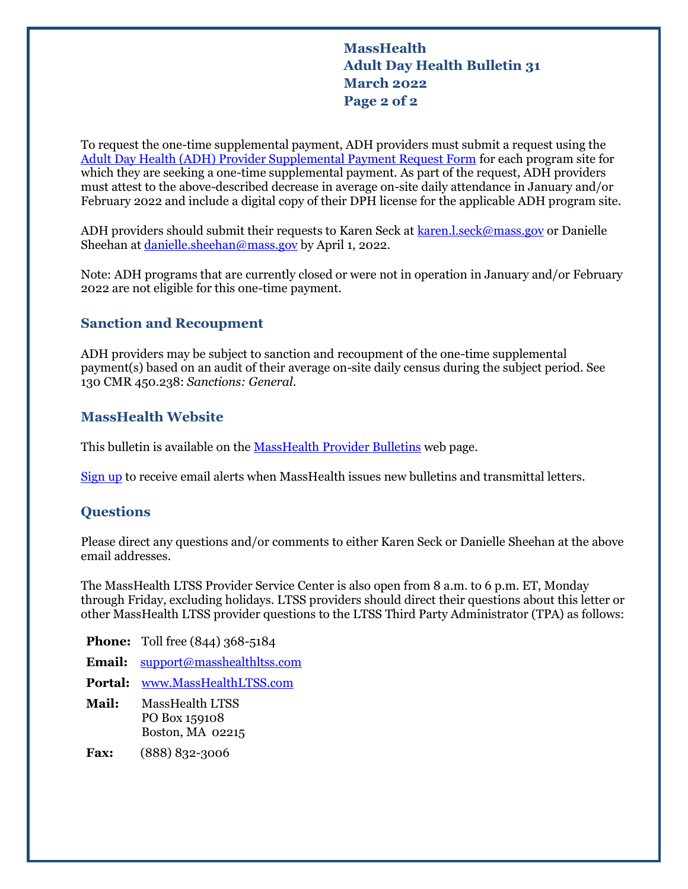To request the one-time supplemental payment, ADH providers must submit a request using the [Adult Day Health (ADH) Provider Supplemental Payment Request Form](#) for each program site for which they are seeking a one-time supplemental payment. As part of the request, ADH providers must attest to the above-described decrease in average on-site daily attendance in January and/or February 2022 and include a digital copy of their DPH license for the applicable ADH program site.

ADH providers should submit their requests to Karen Seck at karen.l.seck@mass.gov or Danielle Sheehan at danielle.sheehan@mass.gov by April 1, 2022.

Note: ADH programs that are currently closed or were not in operation in January and/or February 2022 are not eligible for this one-time payment.

## Sanction and Recoupment

ADH providers may be subject to sanction and recoupment of the one-time supplemental payment(s) based on an audit of their average on-site daily census during the subject period. See 130 CMR 450.238: *Sanctions: General*.

## MassHealth Website

This bulletin is available on the MassHealth Provider Bulletins web page.

Sign up to receive email alerts when MassHealth issues new bulletins and transmittal letters.

## Questions

Please direct any questions and/or comments to either Karen Seck or Danielle Sheehan at the above email addresses.

The MassHealth LTSS Provider Service Center is also open from 8 a.m. to 6 p.m. ET, Monday through Friday, excluding holidays. LTSS providers should direct their questions about this letter or other MassHealth LTSS provider questions to the LTSS Third Party Administrator (TPA) as follows:

**Phone:** Toll free (844) 368-5184

**Email:** support@masshealthltss.com

**Portal:** www.MassHealthLTSS.com

**Mail:** MassHealth LTSS
PO Box 159108
Boston, MA 02215

**Fax:** (888) 832-3006